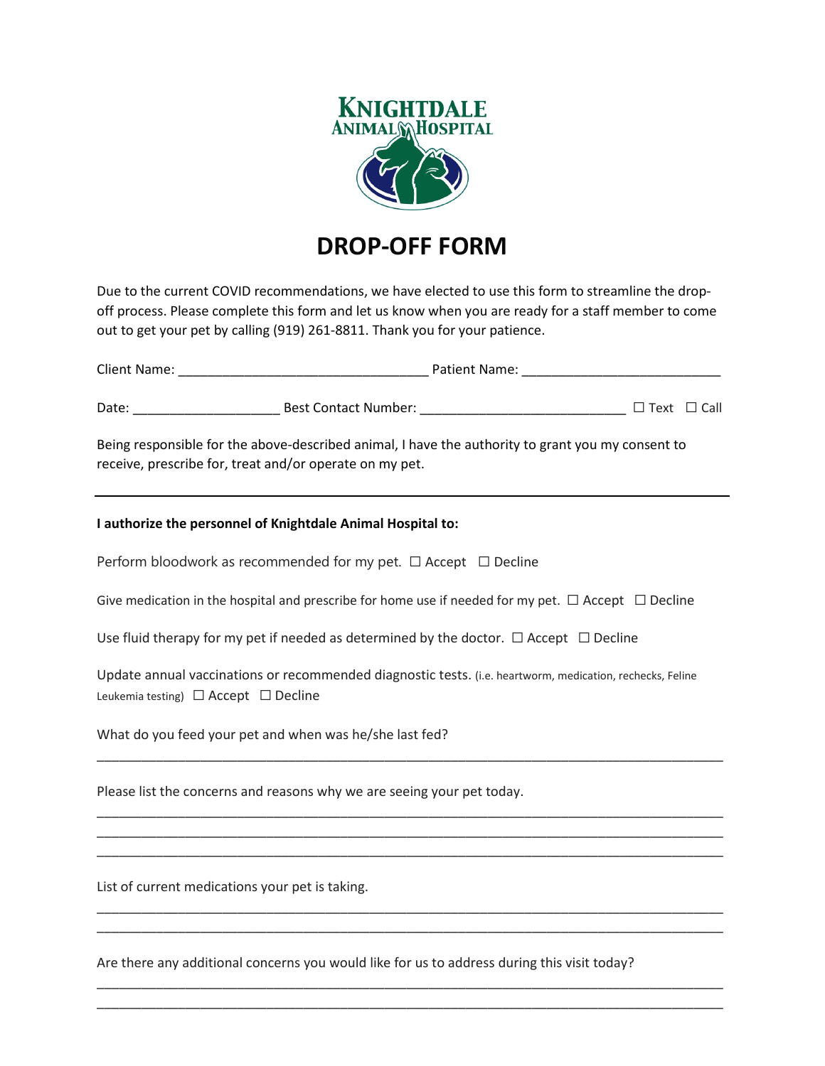KNIGHTDALE ANIMAL HOSPITAL

# DROP-OFF FORM

Due to the current COVID recommendations, we have elected to use this form to streamline the drop-off process. Please complete this form and let us know when you are ready for a staff member to come out to get your pet by calling (919) 261-8811. Thank you for your patience.

Client Name: __________________________________ Patient Name: ___________________________

Date: ____________________ Best Contact Number: ____________________________ ☐ Text ☐ Call

Being responsible for the above-described animal, I have the authority to grant you my consent to receive, prescribe for, treat and/or operate on my pet.

---

**I authorize the personnel of Knightdale Animal Hospital to:**

Perform bloodwork as recommended for my pet. ☐ Accept ☐ Decline

Give medication in the hospital and prescribe for home use if needed for my pet. ☐ Accept ☐ Decline

Use fluid therapy for my pet if needed as determined by the doctor. ☐ Accept ☐ Decline

Update annual vaccinations or recommended diagnostic tests. (i.e. heartworm, medication, rechecks, Feline Leukemia testing) ☐ Accept ☐ Decline

What do you feed your pet and when was he/she last fed?

_____________________________________________________________________________________

Please list the concerns and reasons why we are seeing your pet today.

_____________________________________________________________________________________
_____________________________________________________________________________________
_____________________________________________________________________________________

List of current medications your pet is taking.

_____________________________________________________________________________________
_____________________________________________________________________________________

Are there any additional concerns you would like for us to address during this visit today?

_____________________________________________________________________________________
_____________________________________________________________________________________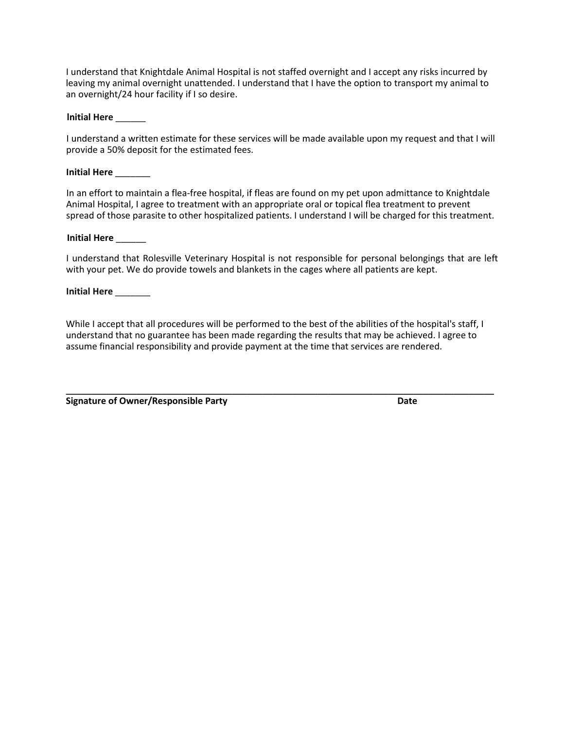I understand that Knightdale Animal Hospital is not staffed overnight and I accept any risks incurred by leaving my animal overnight unattended. I understand that I have the option to transport my animal to an overnight/24 hour facility if I so desire.

**Initial Here** ______

I understand a written estimate for these services will be made available upon my request and that I will provide a 50% deposit for the estimated fees.

**Initial Here** _______

In an effort to maintain a flea-free hospital, if fleas are found on my pet upon admittance to Knightdale Animal Hospital, I agree to treatment with an appropriate oral or topical flea treatment to prevent spread of those parasite to other hospitalized patients. I understand I will be charged for this treatment.

**Initial Here** ______

I understand that Rolesville Veterinary Hospital is not responsible for personal belongings that are left with your pet. We do provide towels and blankets in the cages where all patients are kept.

**Initial Here** _______

While I accept that all procedures will be performed to the best of the abilities of the hospital's staff, I understand that no guarantee has been made regarding the results that may be achieved. I agree to assume financial responsibility and provide payment at the time that services are rendered.

_____________________________________________________________________________________

**Signature of Owner/Responsible Party** **Date**